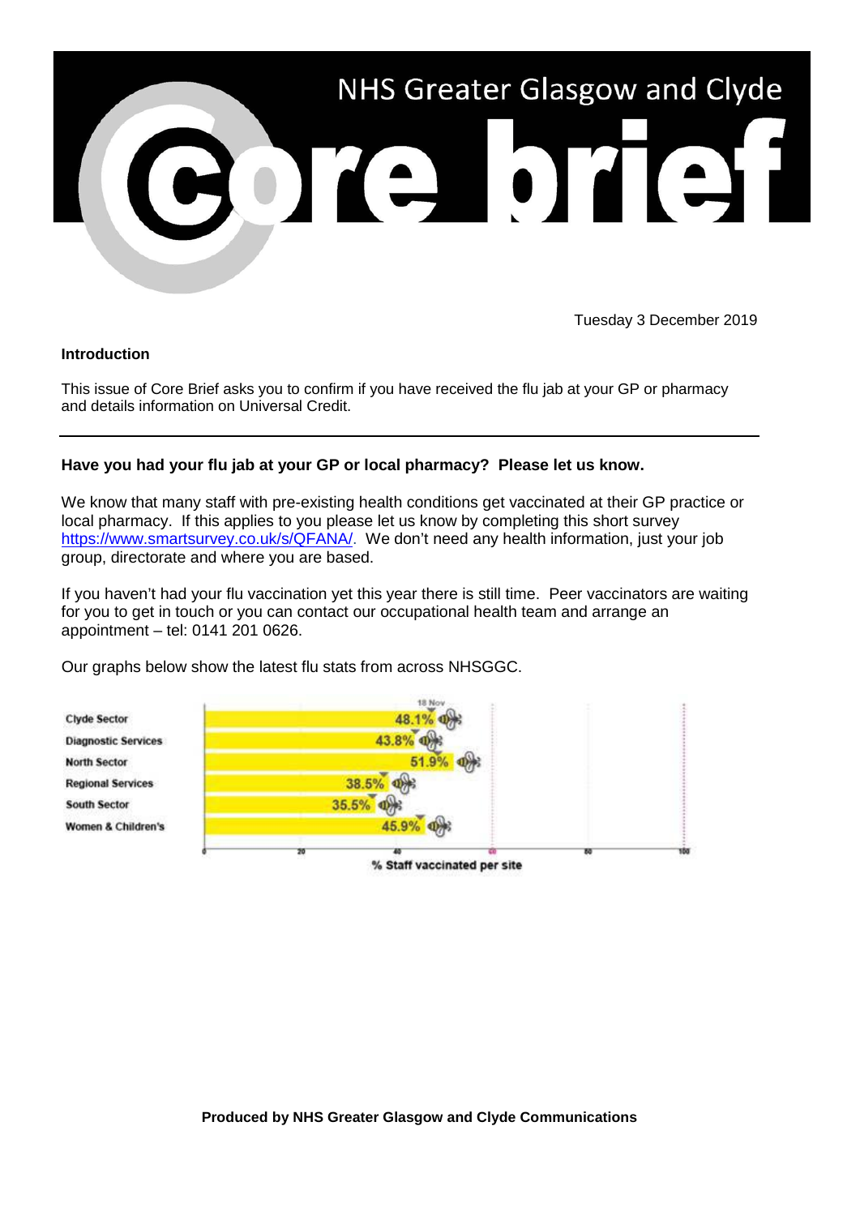# NHS Greater Glasgow and Clyde

# Core brief

Tuesday 3 December 2019

**Introduction**

This issue of Core Brief asks you to confirm if you have received the flu jab at your GP or pharmacy and details information on Universal Credit.

---

**Have you had your flu jab at your GP or local pharmacy? Please let us know.**

We know that many staff with pre-existing health conditions get vaccinated at their GP practice or local pharmacy. If this applies to you please let us know by completing this short survey https://www.smartsurvey.co.uk/s/QFANA/. We don't need any health information, just your job group, directorate and where you are based.

If you haven't had your flu vaccination yet this year there is still time. Peer vaccinators are waiting for you to get in touch or you can contact our occupational health team and arrange an appointment – tel: 0141 201 0626.

Our graphs below show the latest flu stats from across NHSGGC.

| Site | % Staff vaccinated per site |
|---|---|
| Clyde Sector | 48.1% |
| Diagnostic Services | 43.8% |
| North Sector | 51.9% |
| Regional Services | 38.5% |
| South Sector | 35.5% |
| Women & Children's | 45.9% |

**Produced by NHS Greater Glasgow and Clyde Communications**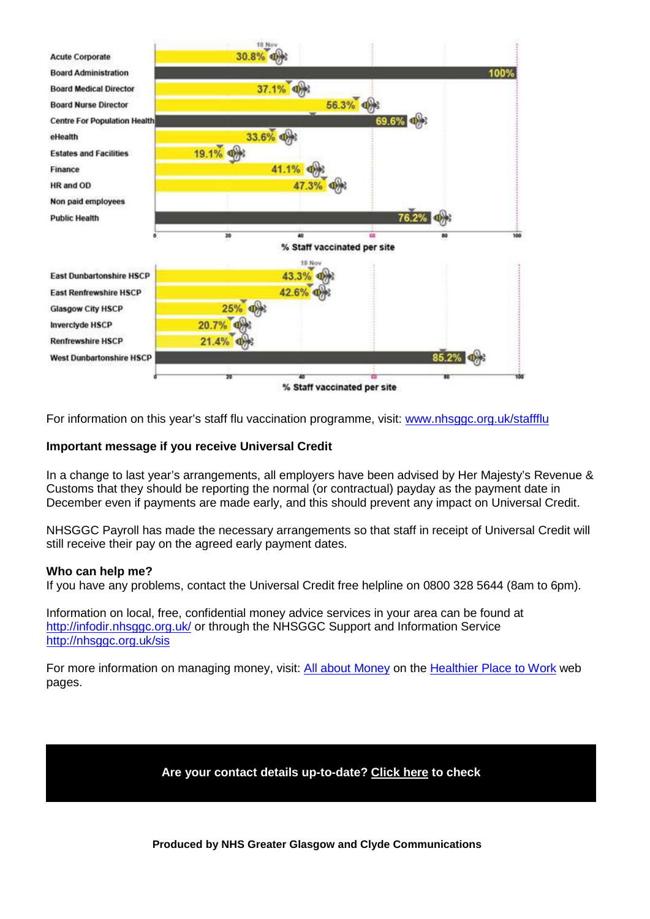Acute Corporate
Board Administration
Board Medical Director
Board Nurse Director
Centre For Population Health
eHealth
Estates and Facilities
Finance
HR and OD
Non paid employees
Public Health

18 Nov

30.8%
100%
37.1%
56.3%
69.6%
33.6%
19.1%
41.1%
47.3%
76.2%

0 20 40 60 80 100

% Staff vaccinated per site

East Dunbartonshire HSCP
East Renfrewshire HSCP
Glasgow City HSCP
Inverclyde HSCP
Renfrewshire HSCP
West Dunbartonshire HSCP

18 Nov

43.3%
42.6%
25%
20.7%
21.4%
85.2%

0 20 40 60 80 100

% Staff vaccinated per site

For information on this year's staff flu vaccination programme, visit: [www.nhsggc.org.uk/staffflu](http://www.nhsggc.org.uk/staffflu)

**Important message if you receive Universal Credit**

In a change to last year's arrangements, all employers have been advised by Her Majesty's Revenue & Customs that they should be reporting the normal (or contractual) payday as the payment date in December even if payments are made early, and this should prevent any impact on Universal Credit.

NHSGGC Payroll has made the necessary arrangements so that staff in receipt of Universal Credit will still receive their pay on the agreed early payment dates.

**Who can help me?**
If you have any problems, contact the Universal Credit free helpline on 0800 328 5644 (8am to 6pm).

Information on local, free, confidential money advice services in your area can be found at [http://infodir.nhsggc.org.uk/](http://infodir.nhsggc.org.uk/) or through the NHSGGC Support and Information Service [http://nhsggc.org.uk/sis](http://nhsggc.org.uk/sis)

For more information on managing money, visit: All about Money on the Healthier Place to Work web pages.

**Are your contact details up-to-date? Click here to check**

**Produced by NHS Greater Glasgow and Clyde Communications**